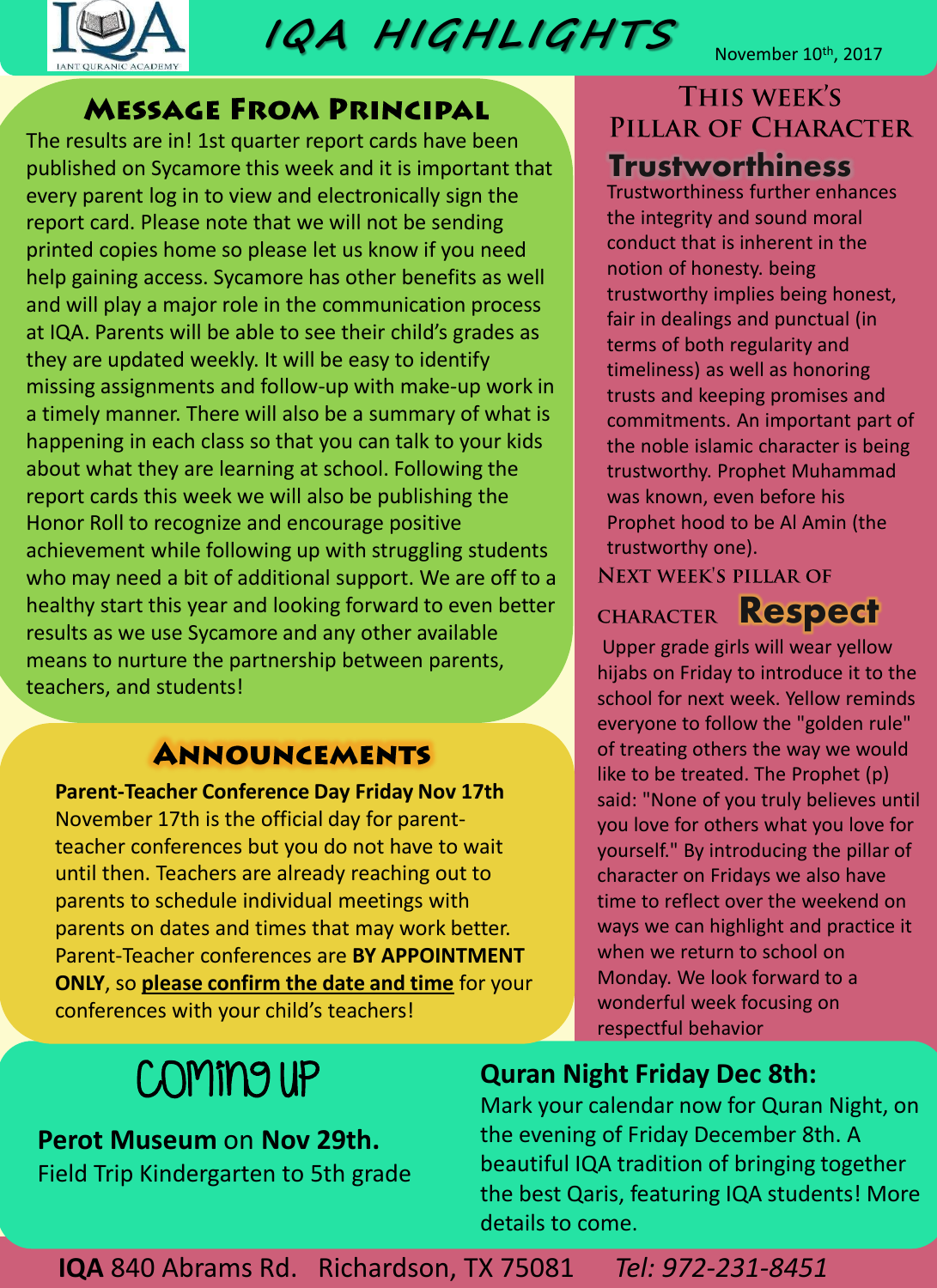# IQA HIGHLIGHTS

November 10th, 2017

## Message From Principal

The results are in! 1st quarter report cards have been published on Sycamore this week and it is important that every parent log in to view and electronically sign the report card. Please note that we will not be sending printed copies home so please let us know if you need help gaining access. Sycamore has other benefits as well and will play a major role in the communication process at IQA. Parents will be able to see their child's grades as they are updated weekly. It will be easy to identify missing assignments and follow-up with make-up work in a timely manner. There will also be a summary of what is happening in each class so that you can talk to your kids about what they are learning at school. Following the report cards this week we will also be publishing the Honor Roll to recognize and encourage positive achievement while following up with struggling students who may need a bit of additional support. We are off to a healthy start this year and looking forward to even better results as we use Sycamore and any other available means to nurture the partnership between parents, teachers, and students!

## Announcements

**Parent-Teacher Conference Day Friday Nov 17th**

November 17th is the official day for parent-teacher conferences but you do not have to wait until then. Teachers are already reaching out to parents to schedule individual meetings with parents on dates and times that may work better. Parent-Teacher conferences are **BY APPOINTMENT ONLY**, so **please confirm the date and time** for your conferences with your child's teachers!

## This Week's Pillar of Character

### Trustworthiness

Trustworthiness further enhances the integrity and sound moral conduct that is inherent in the notion of honesty. being trustworthy implies being honest, fair in dealings and punctual (in terms of both regularity and timeliness) as well as honoring trusts and keeping promises and commitments. An important part of the noble islamic character is being trustworthy. Prophet Muhammad was known, even before his Prophet hood to be Al Amin (the trustworthy one).

## Next Week's Pillar of Character **Respect**

Upper grade girls will wear yellow hijabs on Friday to introduce it to the school for next week. Yellow reminds everyone to follow the "golden rule" of treating others the way we would like to be treated. The Prophet (p) said: "None of you truly believes until you love for others what you love for yourself." By introducing the pillar of character on Fridays we also have time to reflect over the weekend on ways we can highlight and practice it when we return to school on Monday. We look forward to a wonderful week focusing on respectful behavior

## Coming Up

**Perot Museum** on **Nov 29th.**
Field Trip Kindergarten to 5th grade

**Quran Night Friday Dec 8th:**
Mark your calendar now for Quran Night, on the evening of Friday December 8th. A beautiful IQA tradition of bringing together the best Qaris, featuring IQA students! More details to come.

**IQA** 840 Abrams Rd. Richardson, TX 75081 *Tel: 972-231-8451*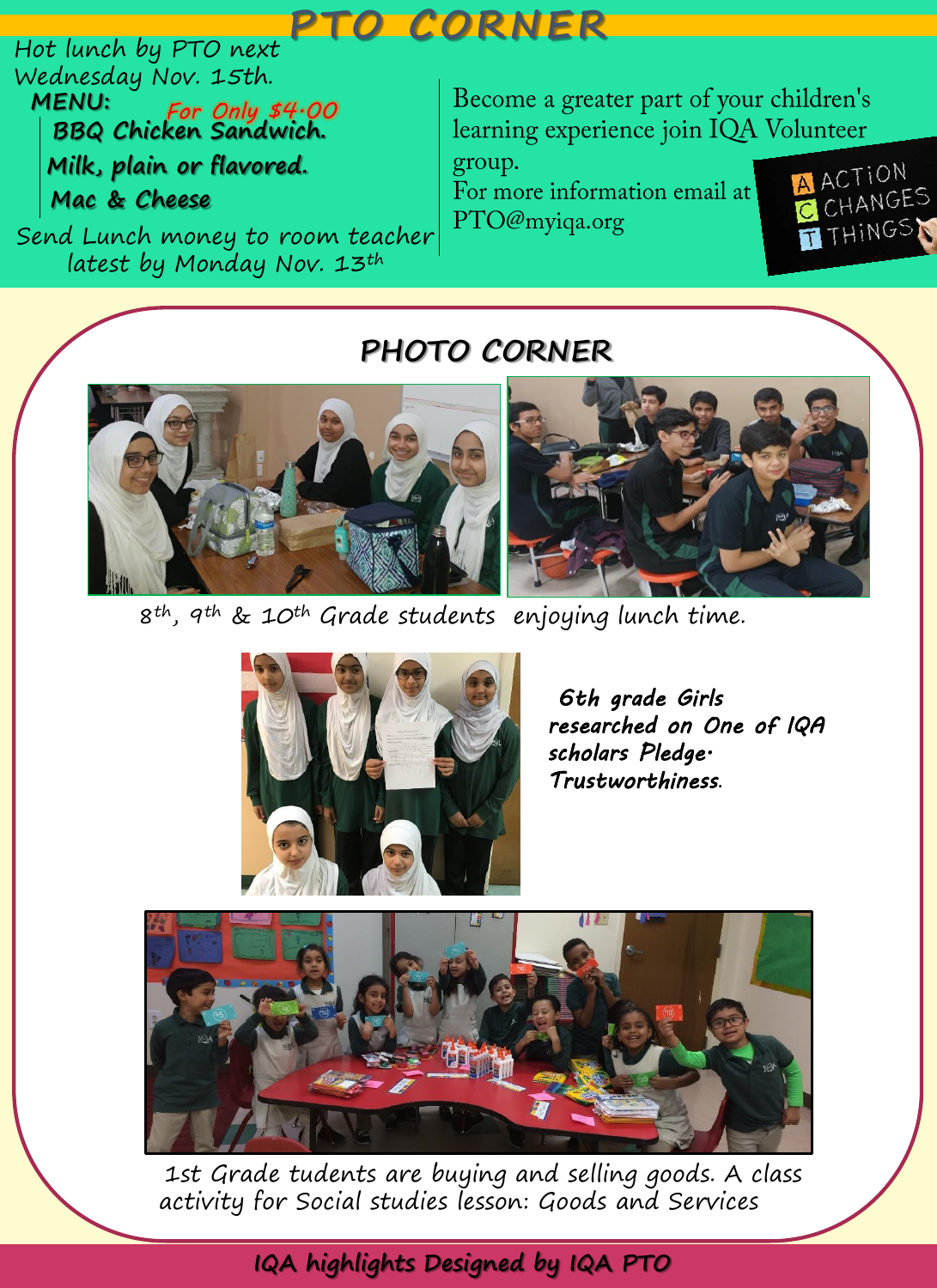# PTO CORNER

Hot lunch by PTO next Wednesday Nov. 15th.

**MENU:** *For Only $4.00*

- **BBQ Chicken Sandwich.**
- **Milk, plain or flavored.**
- **Mac & Cheese**

Send Lunch money to room teacher latest by Monday Nov. 13th

Become a greater part of your children's learning experience join IQA Volunteer group.
For more information email at PTO@myiqa.org

ACTION CHANGES THINGS

## PHOTO CORNER

8th, 9th & 10th Grade students enjoying lunch time.

***6th grade Girls researched on One of IQA scholars Pledge. Trustworthiness.***

1st Grade tudents are buying and selling goods. A class activity for Social studies lesson: Goods and Services

**IQA highlights Designed by IQA PTO**